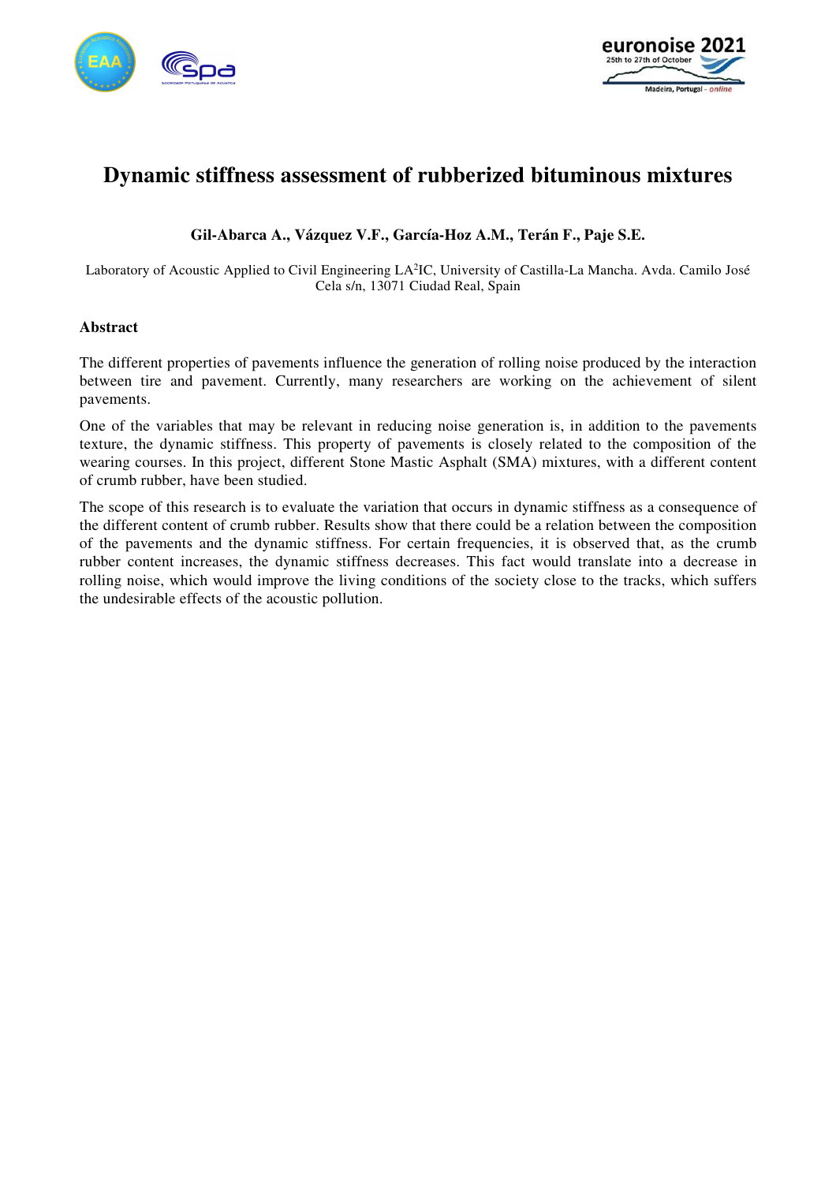# Dynamic stiffness assessment of rubberized bituminous mixtures

**Gil-Abarca A., Vázquez V.F., García-Hoz A.M., Terán F., Paje S.E.**

Laboratory of Acoustic Applied to Civil Engineering LA$^2$IC, University of Castilla-La Mancha. Avda. Camilo José Cela s/n, 13071 Ciudad Real, Spain

## Abstract

The different properties of pavements influence the generation of rolling noise produced by the interaction between tire and pavement. Currently, many researchers are working on the achievement of silent pavements.

One of the variables that may be relevant in reducing noise generation is, in addition to the pavements texture, the dynamic stiffness. This property of pavements is closely related to the composition of the wearing courses. In this project, different Stone Mastic Asphalt (SMA) mixtures, with a different content of crumb rubber, have been studied.

The scope of this research is to evaluate the variation that occurs in dynamic stiffness as a consequence of the different content of crumb rubber. Results show that there could be a relation between the composition of the pavements and the dynamic stiffness. For certain frequencies, it is observed that, as the crumb rubber content increases, the dynamic stiffness decreases. This fact would translate into a decrease in rolling noise, which would improve the living conditions of the society close to the tracks, which suffers the undesirable effects of the acoustic pollution.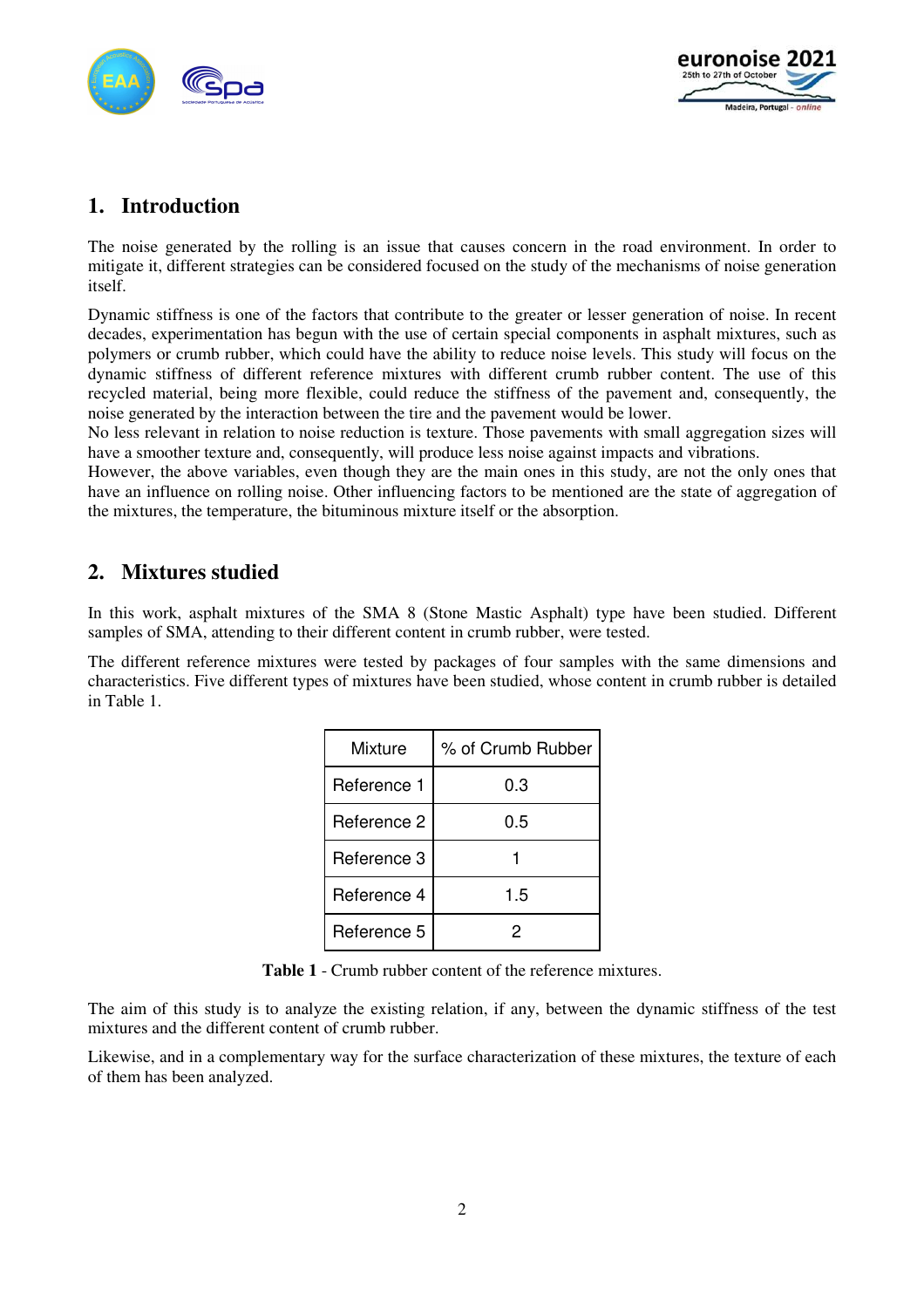## 1. Introduction

The noise generated by the rolling is an issue that causes concern in the road environment. In order to mitigate it, different strategies can be considered focused on the study of the mechanisms of noise generation itself.

Dynamic stiffness is one of the factors that contribute to the greater or lesser generation of noise. In recent decades, experimentation has begun with the use of certain special components in asphalt mixtures, such as polymers or crumb rubber, which could have the ability to reduce noise levels. This study will focus on the dynamic stiffness of different reference mixtures with different crumb rubber content. The use of this recycled material, being more flexible, could reduce the stiffness of the pavement and, consequently, the noise generated by the interaction between the tire and the pavement would be lower.
No less relevant in relation to noise reduction is texture. Those pavements with small aggregation sizes will have a smoother texture and, consequently, will produce less noise against impacts and vibrations.
However, the above variables, even though they are the main ones in this study, are not the only ones that have an influence on rolling noise. Other influencing factors to be mentioned are the state of aggregation of the mixtures, the temperature, the bituminous mixture itself or the absorption.

## 2. Mixtures studied

In this work, asphalt mixtures of the SMA 8 (Stone Mastic Asphalt) type have been studied. Different samples of SMA, attending to their different content in crumb rubber, were tested.

The different reference mixtures were tested by packages of four samples with the same dimensions and characteristics. Five different types of mixtures have been studied, whose content in crumb rubber is detailed in Table 1.

| Mixture | % of Crumb Rubber |
|---|---|
| Reference 1 | 0.3 |
| Reference 2 | 0.5 |
| Reference 3 | 1 |
| Reference 4 | 1.5 |
| Reference 5 | 2 |

**Table 1** - Crumb rubber content of the reference mixtures.

The aim of this study is to analyze the existing relation, if any, between the dynamic stiffness of the test mixtures and the different content of crumb rubber.

Likewise, and in a complementary way for the surface characterization of these mixtures, the texture of each of them has been analyzed.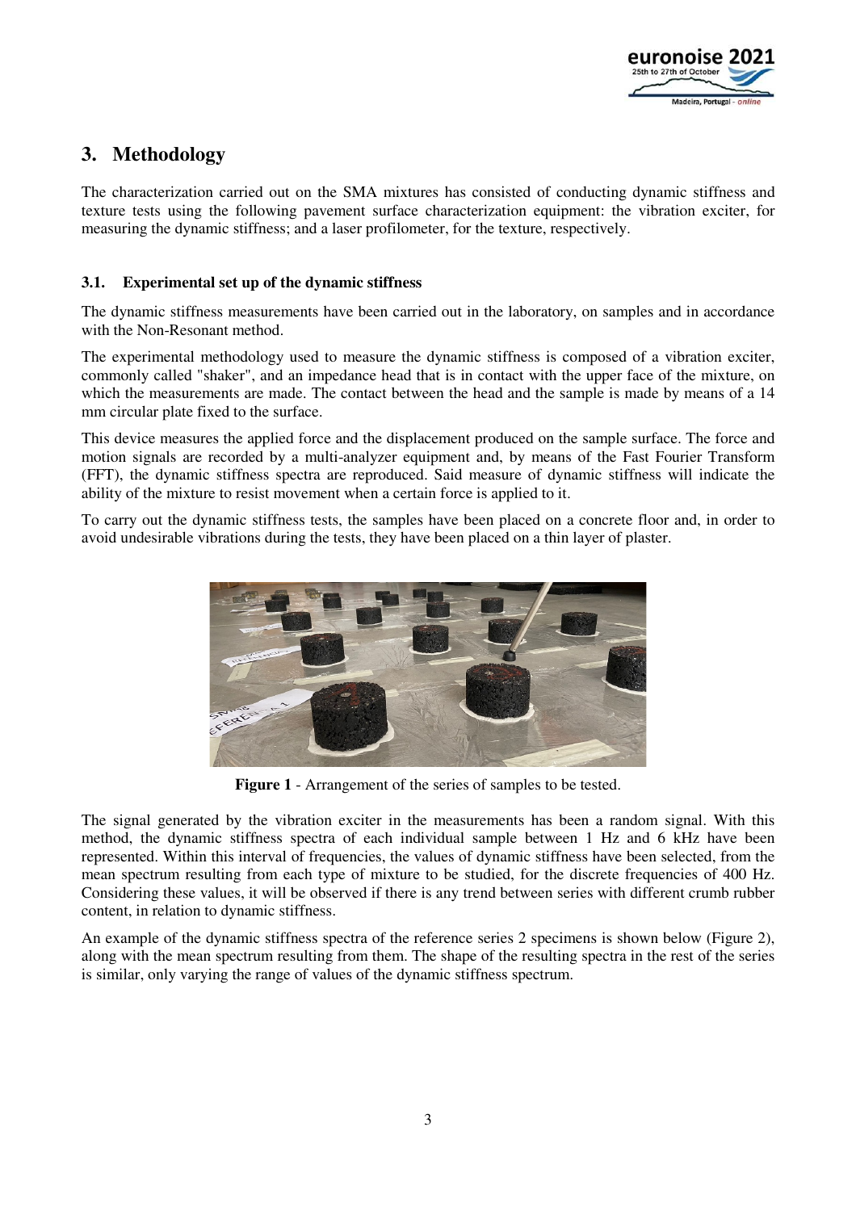## 3. Methodology

The characterization carried out on the SMA mixtures has consisted of conducting dynamic stiffness and texture tests using the following pavement surface characterization equipment: the vibration exciter, for measuring the dynamic stiffness; and a laser profilometer, for the texture, respectively.

### 3.1. Experimental set up of the dynamic stiffness

The dynamic stiffness measurements have been carried out in the laboratory, on samples and in accordance with the Non-Resonant method.

The experimental methodology used to measure the dynamic stiffness is composed of a vibration exciter, commonly called "shaker", and an impedance head that is in contact with the upper face of the mixture, on which the measurements are made. The contact between the head and the sample is made by means of a 14 mm circular plate fixed to the surface.

This device measures the applied force and the displacement produced on the sample surface. The force and motion signals are recorded by a multi-analyzer equipment and, by means of the Fast Fourier Transform (FFT), the dynamic stiffness spectra are reproduced. Said measure of dynamic stiffness will indicate the ability of the mixture to resist movement when a certain force is applied to it.

To carry out the dynamic stiffness tests, the samples have been placed on a concrete floor and, in order to avoid undesirable vibrations during the tests, they have been placed on a thin layer of plaster.

**Figure 1** - Arrangement of the series of samples to be tested.

The signal generated by the vibration exciter in the measurements has been a random signal. With this method, the dynamic stiffness spectra of each individual sample between 1 Hz and 6 kHz have been represented. Within this interval of frequencies, the values of dynamic stiffness have been selected, from the mean spectrum resulting from each type of mixture to be studied, for the discrete frequencies of 400 Hz. Considering these values, it will be observed if there is any trend between series with different crumb rubber content, in relation to dynamic stiffness.

An example of the dynamic stiffness spectra of the reference series 2 specimens is shown below (Figure 2), along with the mean spectrum resulting from them. The shape of the resulting spectra in the rest of the series is similar, only varying the range of values of the dynamic stiffness spectrum.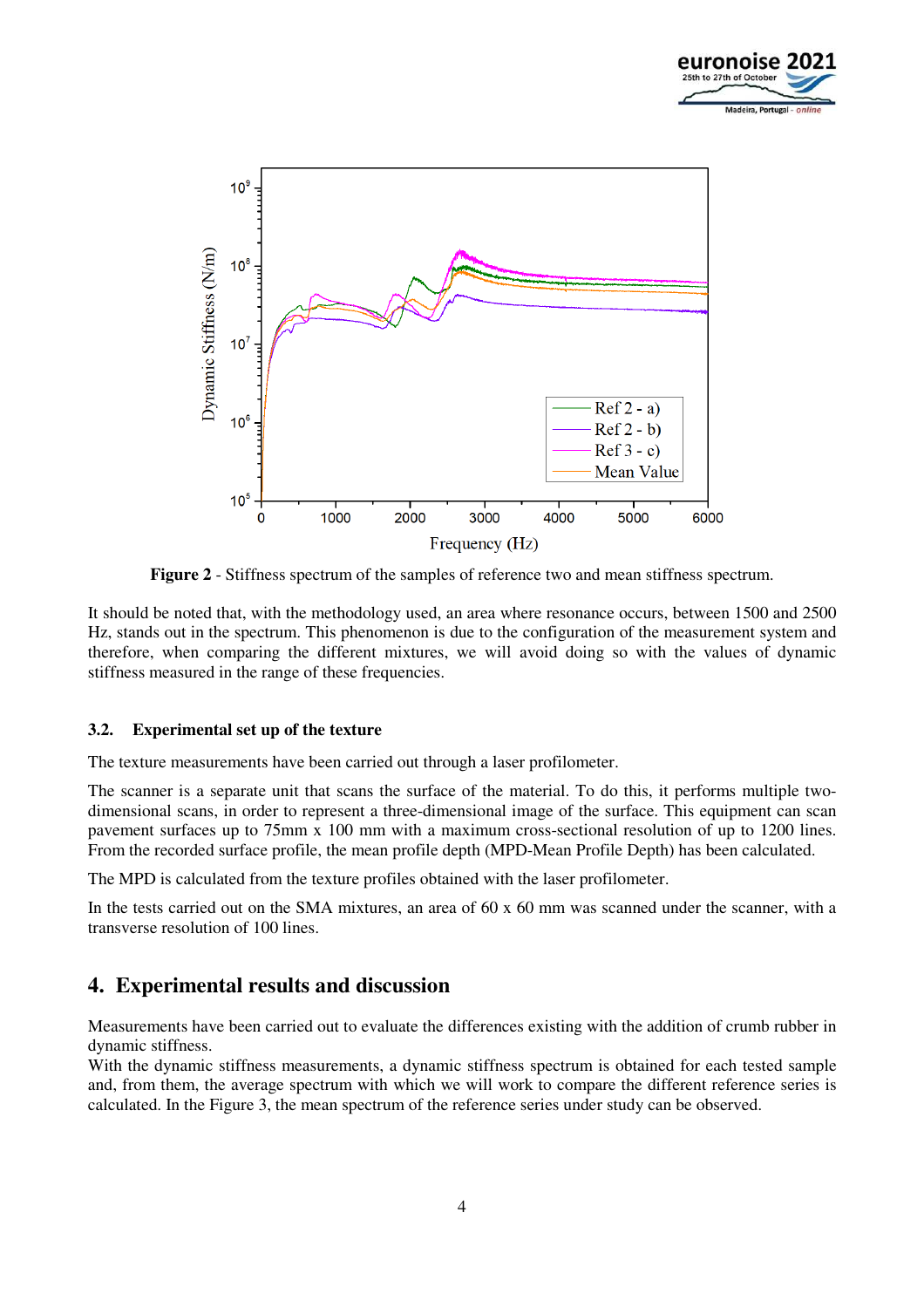**Figure 2** - Stiffness spectrum of the samples of reference two and mean stiffness spectrum.

It should be noted that, with the methodology used, an area where resonance occurs, between 1500 and 2500 Hz, stands out in the spectrum. This phenomenon is due to the configuration of the measurement system and therefore, when comparing the different mixtures, we will avoid doing so with the values of dynamic stiffness measured in the range of these frequencies.

### 3.2. Experimental set up of the texture

The texture measurements have been carried out through a laser profilometer.

The scanner is a separate unit that scans the surface of the material. To do this, it performs multiple two-dimensional scans, in order to represent a three-dimensional image of the surface. This equipment can scan pavement surfaces up to 75mm x 100 mm with a maximum cross-sectional resolution of up to 1200 lines. From the recorded surface profile, the mean profile depth (MPD-Mean Profile Depth) has been calculated.

The MPD is calculated from the texture profiles obtained with the laser profilometer.

In the tests carried out on the SMA mixtures, an area of 60 x 60 mm was scanned under the scanner, with a transverse resolution of 100 lines.

## 4. Experimental results and discussion

Measurements have been carried out to evaluate the differences existing with the addition of crumb rubber in dynamic stiffness.
With the dynamic stiffness measurements, a dynamic stiffness spectrum is obtained for each tested sample and, from them, the average spectrum with which we will work to compare the different reference series is calculated. In the Figure 3, the mean spectrum of the reference series under study can be observed.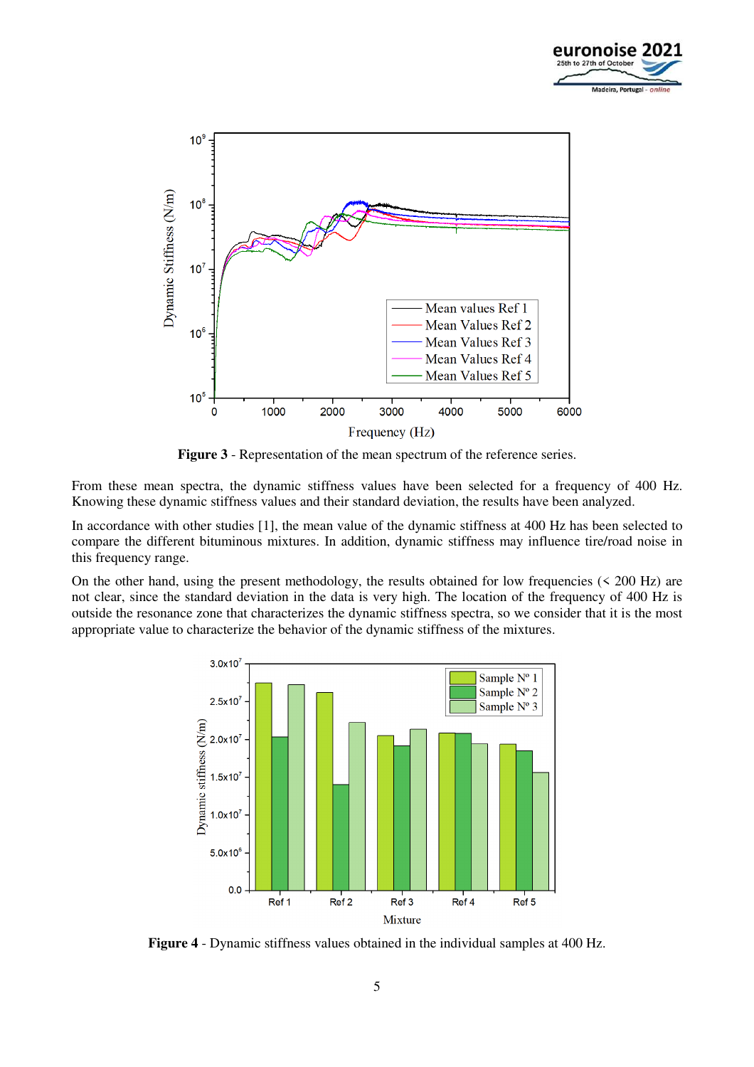**Figure 3** - Representation of the mean spectrum of the reference series.

From these mean spectra, the dynamic stiffness values have been selected for a frequency of 400 Hz. Knowing these dynamic stiffness values and their standard deviation, the results have been analyzed.

In accordance with other studies [1], the mean value of the dynamic stiffness at 400 Hz has been selected to compare the different bituminous mixtures. In addition, dynamic stiffness may influence tire/road noise in this frequency range.

On the other hand, using the present methodology, the results obtained for low frequencies (< 200 Hz) are not clear, since the standard deviation in the data is very high. The location of the frequency of 400 Hz is outside the resonance zone that characterizes the dynamic stiffness spectra, so we consider that it is the most appropriate value to characterize the behavior of the dynamic stiffness of the mixtures.

**Figure 4** - Dynamic stiffness values obtained in the individual samples at 400 Hz.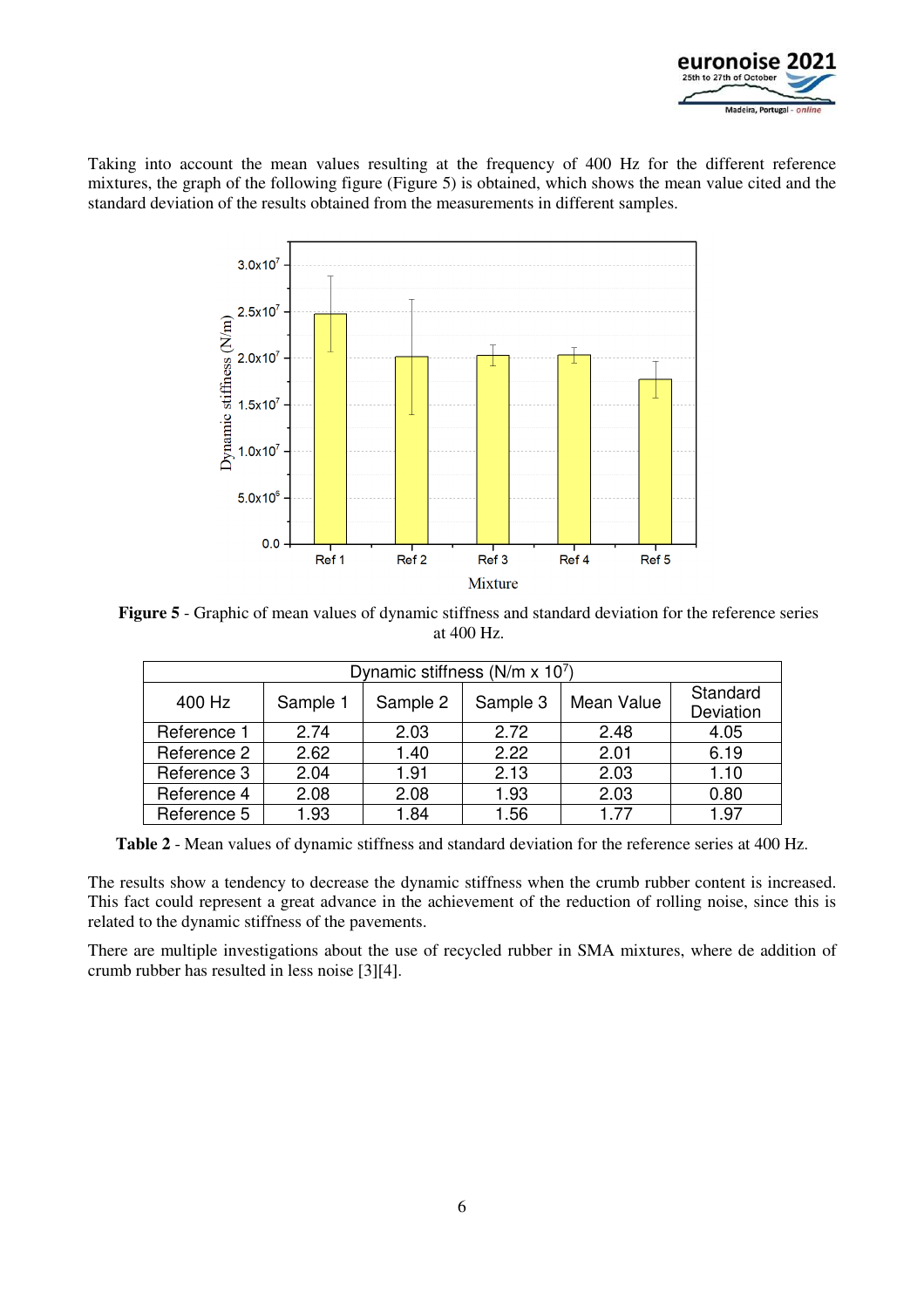Taking into account the mean values resulting at the frequency of 400 Hz for the different reference mixtures, the graph of the following figure (Figure 5) is obtained, which shows the mean value cited and the standard deviation of the results obtained from the measurements in different samples.

**Figure 5** - Graphic of mean values of dynamic stiffness and standard deviation for the reference series at 400 Hz.

| Dynamic stiffness (N/m x $10^7$) | | | | | |
|---|---|---|---|---|---|
| 400 Hz | Sample 1 | Sample 2 | Sample 3 | Mean Value | Standard Deviation |
| Reference 1 | 2.74 | 2.03 | 2.72 | 2.48 | 4.05 |
| Reference 2 | 2.62 | 1.40 | 2.22 | 2.01 | 6.19 |
| Reference 3 | 2.04 | 1.91 | 2.13 | 2.03 | 1.10 |
| Reference 4 | 2.08 | 2.08 | 1.93 | 2.03 | 0.80 |
| Reference 5 | 1.93 | 1.84 | 1.56 | 1.77 | 1.97 |

**Table 2** - Mean values of dynamic stiffness and standard deviation for the reference series at 400 Hz.

The results show a tendency to decrease the dynamic stiffness when the crumb rubber content is increased. This fact could represent a great advance in the achievement of the reduction of rolling noise, since this is related to the dynamic stiffness of the pavements.

There are multiple investigations about the use of recycled rubber in SMA mixtures, where de addition of crumb rubber has resulted in less noise [3][4].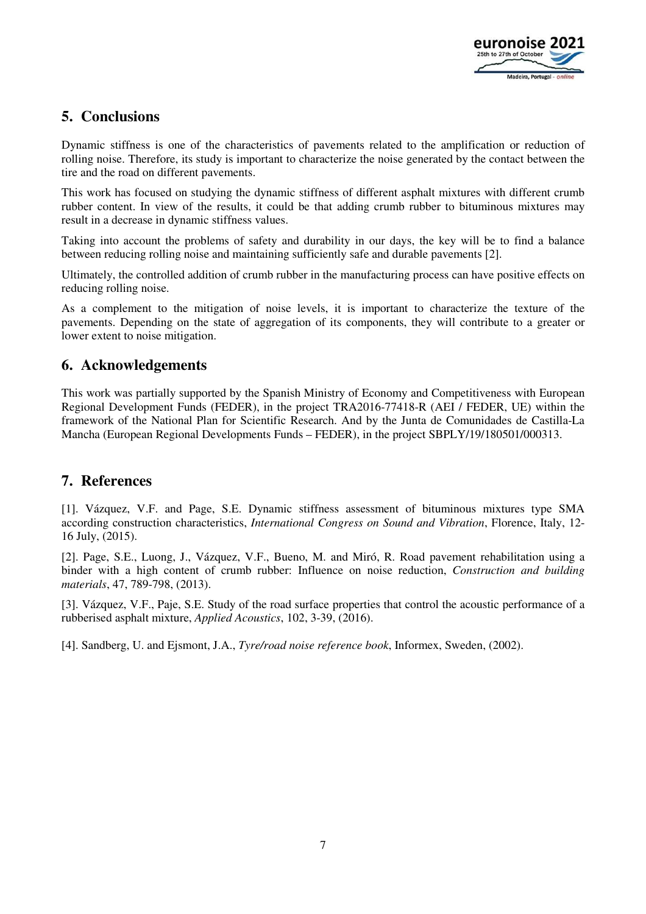## 5. Conclusions

Dynamic stiffness is one of the characteristics of pavements related to the amplification or reduction of rolling noise. Therefore, its study is important to characterize the noise generated by the contact between the tire and the road on different pavements.

This work has focused on studying the dynamic stiffness of different asphalt mixtures with different crumb rubber content. In view of the results, it could be that adding crumb rubber to bituminous mixtures may result in a decrease in dynamic stiffness values.

Taking into account the problems of safety and durability in our days, the key will be to find a balance between reducing rolling noise and maintaining sufficiently safe and durable pavements [2].

Ultimately, the controlled addition of crumb rubber in the manufacturing process can have positive effects on reducing rolling noise.

As a complement to the mitigation of noise levels, it is important to characterize the texture of the pavements. Depending on the state of aggregation of its components, they will contribute to a greater or lower extent to noise mitigation.

## 6. Acknowledgements

This work was partially supported by the Spanish Ministry of Economy and Competitiveness with European Regional Development Funds (FEDER), in the project TRA2016-77418-R (AEI / FEDER, UE) within the framework of the National Plan for Scientific Research. And by the Junta de Comunidades de Castilla-La Mancha (European Regional Developments Funds – FEDER), in the project SBPLY/19/180501/000313.

## 7. References

[1]. Vázquez, V.F. and Page, S.E. Dynamic stiffness assessment of bituminous mixtures type SMA according construction characteristics, *International Congress on Sound and Vibration*, Florence, Italy, 12-16 July, (2015).

[2]. Page, S.E., Luong, J., Vázquez, V.F., Bueno, M. and Miró, R. Road pavement rehabilitation using a binder with a high content of crumb rubber: Influence on noise reduction, *Construction and building materials*, 47, 789-798, (2013).

[3]. Vázquez, V.F., Paje, S.E. Study of the road surface properties that control the acoustic performance of a rubberised asphalt mixture, *Applied Acoustics*, 102, 3-39, (2016).

[4]. Sandberg, U. and Ejsmont, J.A., *Tyre/road noise reference book*, Informex, Sweden, (2002).